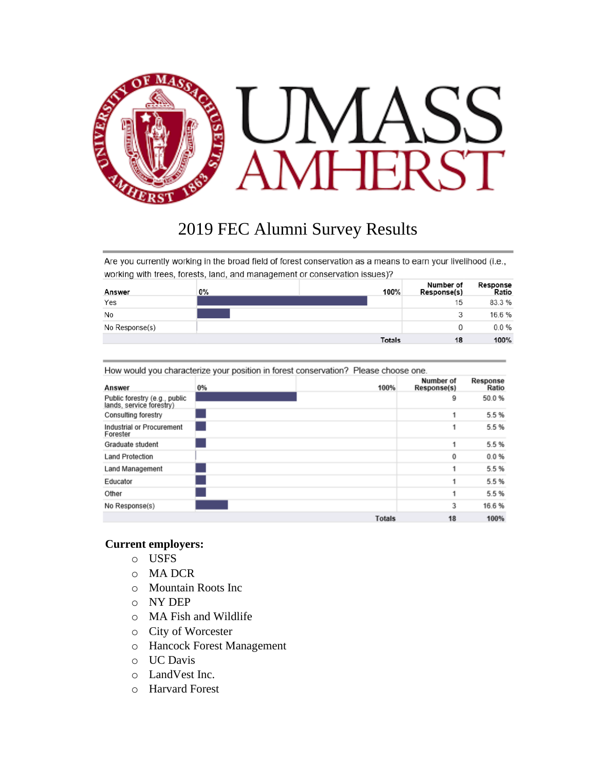# UMASS AMHERST

## 2019 FEC Alumni Survey Results

Are you currently working in the broad field of forest conservation as a means to earn your livelihood (i.e., working with trees, forests, land, and management or conservation issues)?

| Answer | 0% — 100% | Number of Response(s) | Response Ratio |
|---|---|---|---|
| Yes | | 15 | 83.3 % |
| No | | 3 | 16.6 % |
| No Response(s) | | 0 | 0.0 % |
| | Totals | 18 | 100% |

How would you characterize your position in forest conservation? Please choose one.

| Answer | 0% — 100% | Number of Response(s) | Response Ratio |
|---|---|---|---|
| Public forestry (e.g., public lands, service forestry) | | 9 | 50.0 % |
| Consulting forestry | | 1 | 5.5 % |
| Industrial or Procurement Forester | | 1 | 5.5 % |
| Graduate student | | 1 | 5.5 % |
| Land Protection | | 0 | 0.0 % |
| Land Management | | 1 | 5.5 % |
| Educator | | 1 | 5.5 % |
| Other | | 1 | 5.5 % |
| No Response(s) | | 3 | 16.6 % |
| | Totals | 18 | 100% |

**Current employers:**

- USFS
- MA DCR
- Mountain Roots Inc
- NY DEP
- MA Fish and Wildlife
- City of Worcester
- Hancock Forest Management
- UC Davis
- LandVest Inc.
- Harvard Forest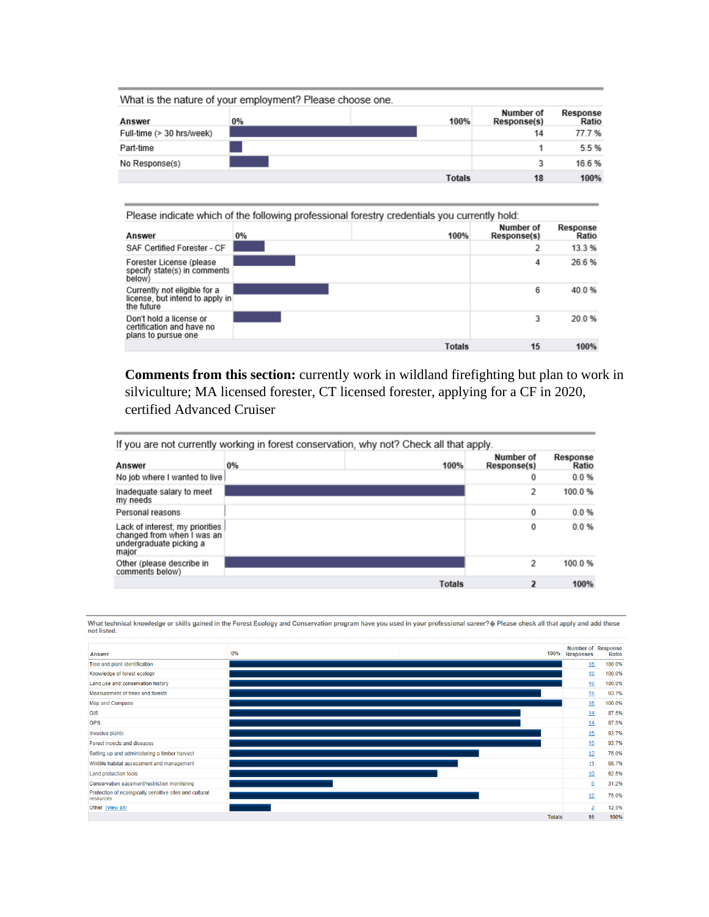What is the nature of your employment? Please choose one.

| Answer | Number of Response(s) | Response Ratio |
|---|---|---|
| Full-time (> 30 hrs/week) | 14 | 77.7 % |
| Part-time | 1 | 5.5 % |
| No Response(s) | 3 | 16.6 % |
| Totals | 18 | 100% |

Please indicate which of the following professional forestry credentials you currently hold:

| Answer | Number of Response(s) | Response Ratio |
|---|---|---|
| SAF Certified Forester - CF | 2 | 13.3 % |
| Forester License (please specify state(s) in comments below) | 4 | 26.6 % |
| Currently not eligible for a license, but intend to apply in the future | 6 | 40.0 % |
| Don't hold a license or certification and have no plans to pursue one | 3 | 20.0 % |
| Totals | 15 | 100% |

**Comments from this section:** currently work in wildland firefighting but plan to work in silviculture; MA licensed forester, CT licensed forester, applying for a CF in 2020, certified Advanced Cruiser

If you are not currently working in forest conservation, why not? Check all that apply.

| Answer | Number of Response(s) | Response Ratio |
|---|---|---|
| No job where I wanted to live | 0 | 0.0 % |
| Inadequate salary to meet my needs | 2 | 100.0 % |
| Personal reasons | 0 | 0.0 % |
| Lack of interest; my priorities changed from when I was an undergraduate picking a major | 0 | 0.0 % |
| Other (please describe in comments below) | 2 | 100.0 % |
| Totals | 2 | 100% |

What technical knowledge or skills gained in the Forest Ecology and Conservation program have you used in your professional career?� Please check all that apply and add those not listed.

| Answer | Number of Responses | Response Ratio |
|---|---|---|
| Tree and plant identification | 16 | 100.0% |
| Knowledge of forest ecology | 16 | 100.0% |
| Land use and conservation history | 16 | 100.0% |
| Measurement of trees and forests | 15 | 93.7% |
| Map and Compass | 16 | 100.0% |
| GIS | 14 | 87.5% |
| GPS | 14 | 87.5% |
| Invasive plants | 15 | 93.7% |
| Forest insects and diseases | 15 | 93.7% |
| Setting up and administering a timber harvest | 12 | 75.0% |
| Wildlife habitat assessment and management | 11 | 68.7% |
| Land protection tools | 10 | 62.5% |
| Conservation easement/restriction monitoring | 5 | 31.2% |
| Protection of ecologically sensitive sites and cultural resources | 12 | 75.0% |
| Other (View all) | 2 | 12.5% |
| Totals | 16 | 100% |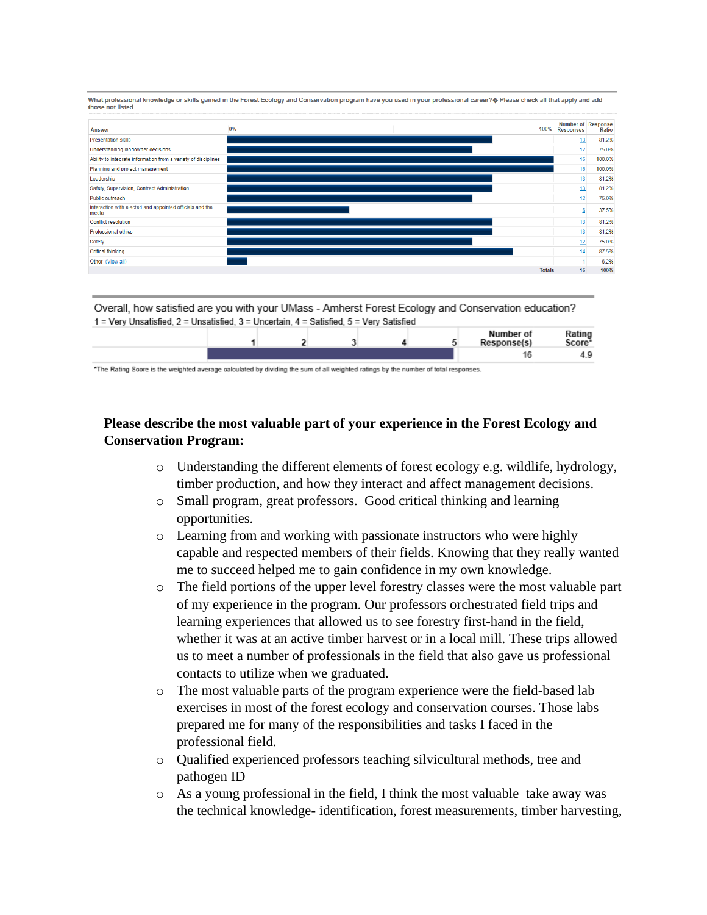What professional knowledge or skills gained in the Forest Ecology and Conservation program have you used in your professional career?� Please check all that apply and add those not listed.

| Answer | Number of Responses | Response Ratio |
|---|---|---|
| Presentation skills | 13 | 81.2% |
| Understanding landowner decisions | 12 | 75.0% |
| Ability to integrate information from a variety of disciplines | 16 | 100.0% |
| Planning and project management | 16 | 100.0% |
| Leadership | 13 | 81.2% |
| Safety, Supervision, Contract Administration | 13 | 81.2% |
| Public outreach | 12 | 75.0% |
| Interaction with elected and appointed officials and the media | 6 | 37.5% |
| Conflict resolution | 13 | 81.2% |
| Professional ethics | 13 | 81.2% |
| Safety | 12 | 75.0% |
| Critical thinking | 14 | 87.5% |
| Other (View all) | 1 | 6.2% |
| Totals | 16 | 100% |

Overall, how satisfied are you with your UMass - Amherst Forest Ecology and Conservation education?
1 = Very Unsatisfied, 2 = Unsatisfied, 3 = Uncertain, 4 = Satisfied, 5 = Very Satisfied

| Number of Response(s) | Rating Score* |
|---|---|
| 16 | 4.9 |

*The Rating Score is the weighted average calculated by dividing the sum of all weighted ratings by the number of total responses.

**Please describe the most valuable part of your experience in the Forest Ecology and Conservation Program:**

- Understanding the different elements of forest ecology e.g. wildlife, hydrology, timber production, and how they interact and affect management decisions.
- Small program, great professors. Good critical thinking and learning opportunities.
- Learning from and working with passionate instructors who were highly capable and respected members of their fields. Knowing that they really wanted me to succeed helped me to gain confidence in my own knowledge.
- The field portions of the upper level forestry classes were the most valuable part of my experience in the program. Our professors orchestrated field trips and learning experiences that allowed us to see forestry first-hand in the field, whether it was at an active timber harvest or in a local mill. These trips allowed us to meet a number of professionals in the field that also gave us professional contacts to utilize when we graduated.
- The most valuable parts of the program experience were the field-based lab exercises in most of the forest ecology and conservation courses. Those labs prepared me for many of the responsibilities and tasks I faced in the professional field.
- Qualified experienced professors teaching silvicultural methods, tree and pathogen ID
- As a young professional in the field, I think the most valuable take away was the technical knowledge- identification, forest measurements, timber harvesting,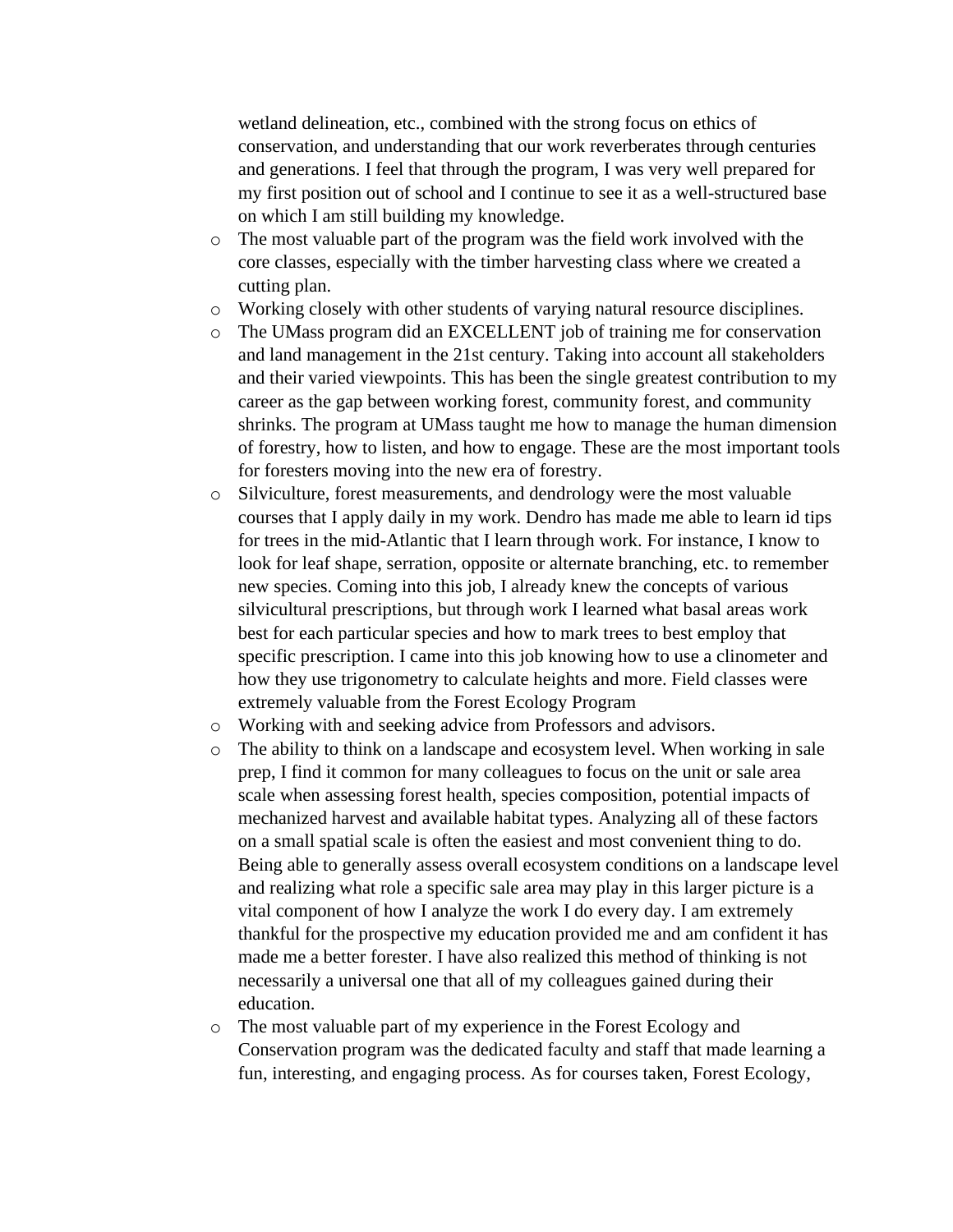wetland delineation, etc., combined with the strong focus on ethics of conservation, and understanding that our work reverberates through centuries and generations. I feel that through the program, I was very well prepared for my first position out of school and I continue to see it as a well-structured base on which I am still building my knowledge.

- The most valuable part of the program was the field work involved with the core classes, especially with the timber harvesting class where we created a cutting plan.
- Working closely with other students of varying natural resource disciplines.
- The UMass program did an EXCELLENT job of training me for conservation and land management in the 21st century. Taking into account all stakeholders and their varied viewpoints. This has been the single greatest contribution to my career as the gap between working forest, community forest, and community shrinks. The program at UMass taught me how to manage the human dimension of forestry, how to listen, and how to engage. These are the most important tools for foresters moving into the new era of forestry.
- Silviculture, forest measurements, and dendrology were the most valuable courses that I apply daily in my work. Dendro has made me able to learn id tips for trees in the mid-Atlantic that I learn through work. For instance, I know to look for leaf shape, serration, opposite or alternate branching, etc. to remember new species. Coming into this job, I already knew the concepts of various silvicultural prescriptions, but through work I learned what basal areas work best for each particular species and how to mark trees to best employ that specific prescription. I came into this job knowing how to use a clinometer and how they use trigonometry to calculate heights and more. Field classes were extremely valuable from the Forest Ecology Program
- Working with and seeking advice from Professors and advisors.
- The ability to think on a landscape and ecosystem level. When working in sale prep, I find it common for many colleagues to focus on the unit or sale area scale when assessing forest health, species composition, potential impacts of mechanized harvest and available habitat types. Analyzing all of these factors on a small spatial scale is often the easiest and most convenient thing to do. Being able to generally assess overall ecosystem conditions on a landscape level and realizing what role a specific sale area may play in this larger picture is a vital component of how I analyze the work I do every day. I am extremely thankful for the prospective my education provided me and am confident it has made me a better forester. I have also realized this method of thinking is not necessarily a universal one that all of my colleagues gained during their education.
- The most valuable part of my experience in the Forest Ecology and Conservation program was the dedicated faculty and staff that made learning a fun, interesting, and engaging process. As for courses taken, Forest Ecology,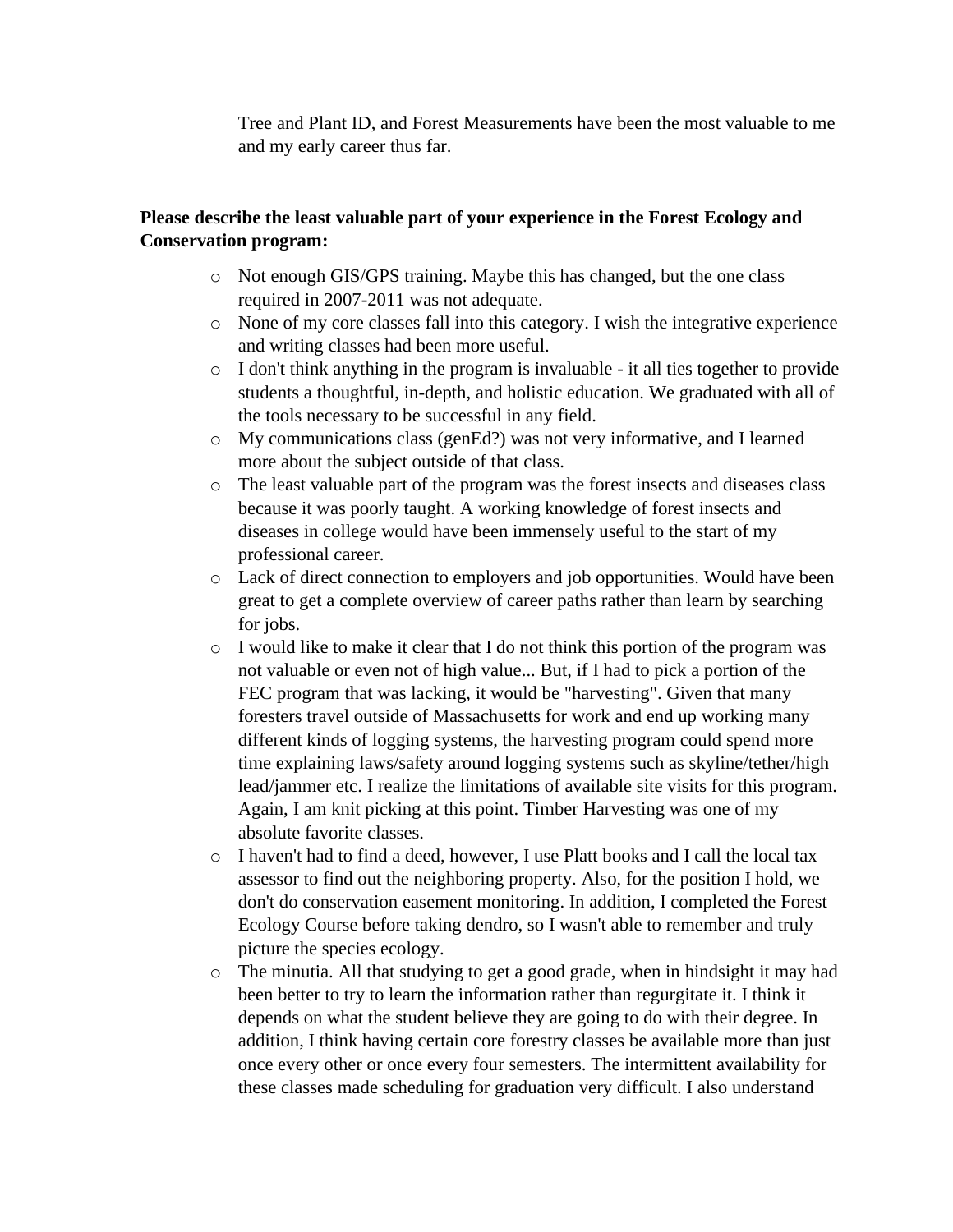Tree and Plant ID, and Forest Measurements have been the most valuable to me and my early career thus far.

**Please describe the least valuable part of your experience in the Forest Ecology and Conservation program:**

- Not enough GIS/GPS training. Maybe this has changed, but the one class required in 2007-2011 was not adequate.
- None of my core classes fall into this category. I wish the integrative experience and writing classes had been more useful.
- I don't think anything in the program is invaluable - it all ties together to provide students a thoughtful, in-depth, and holistic education. We graduated with all of the tools necessary to be successful in any field.
- My communications class (genEd?) was not very informative, and I learned more about the subject outside of that class.
- The least valuable part of the program was the forest insects and diseases class because it was poorly taught. A working knowledge of forest insects and diseases in college would have been immensely useful to the start of my professional career.
- Lack of direct connection to employers and job opportunities. Would have been great to get a complete overview of career paths rather than learn by searching for jobs.
- I would like to make it clear that I do not think this portion of the program was not valuable or even not of high value... But, if I had to pick a portion of the FEC program that was lacking, it would be "harvesting". Given that many foresters travel outside of Massachusetts for work and end up working many different kinds of logging systems, the harvesting program could spend more time explaining laws/safety around logging systems such as skyline/tether/high lead/jammer etc. I realize the limitations of available site visits for this program. Again, I am knit picking at this point. Timber Harvesting was one of my absolute favorite classes.
- I haven't had to find a deed, however, I use Platt books and I call the local tax assessor to find out the neighboring property. Also, for the position I hold, we don't do conservation easement monitoring. In addition, I completed the Forest Ecology Course before taking dendro, so I wasn't able to remember and truly picture the species ecology.
- The minutia. All that studying to get a good grade, when in hindsight it may had been better to try to learn the information rather than regurgitate it. I think it depends on what the student believe they are going to do with their degree. In addition, I think having certain core forestry classes be available more than just once every other or once every four semesters. The intermittent availability for these classes made scheduling for graduation very difficult. I also understand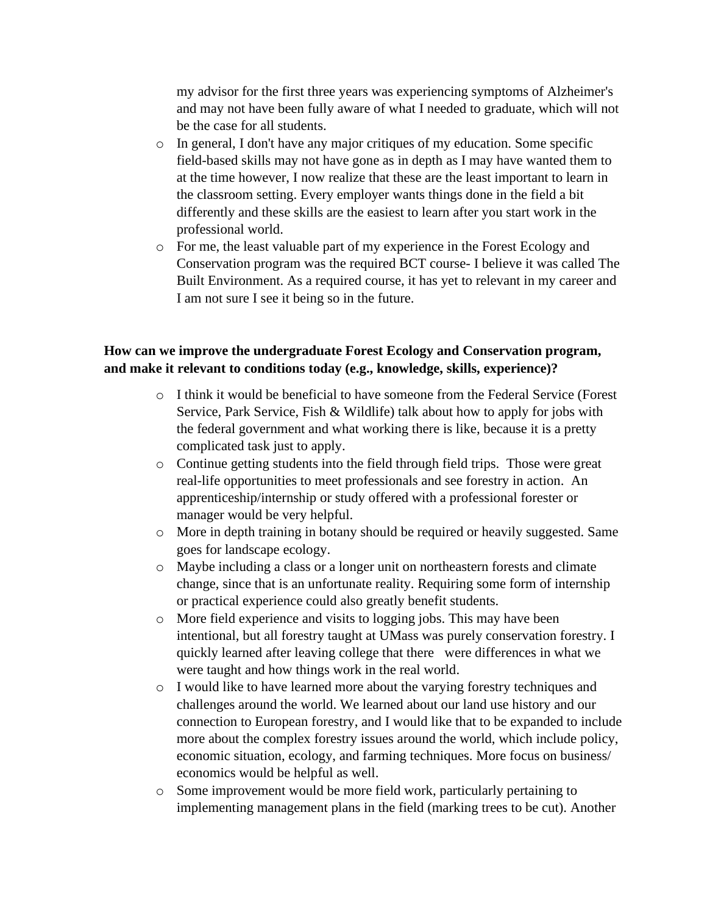my advisor for the first three years was experiencing symptoms of Alzheimer's and may not have been fully aware of what I needed to graduate, which will not be the case for all students.

- In general, I don't have any major critiques of my education. Some specific field-based skills may not have gone as in depth as I may have wanted them to at the time however, I now realize that these are the least important to learn in the classroom setting. Every employer wants things done in the field a bit differently and these skills are the easiest to learn after you start work in the professional world.
- For me, the least valuable part of my experience in the Forest Ecology and Conservation program was the required BCT course- I believe it was called The Built Environment. As a required course, it has yet to relevant in my career and I am not sure I see it being so in the future.

**How can we improve the undergraduate Forest Ecology and Conservation program, and make it relevant to conditions today (e.g., knowledge, skills, experience)?**

- I think it would be beneficial to have someone from the Federal Service (Forest Service, Park Service, Fish & Wildlife) talk about how to apply for jobs with the federal government and what working there is like, because it is a pretty complicated task just to apply.
- Continue getting students into the field through field trips. Those were great real-life opportunities to meet professionals and see forestry in action. An apprenticeship/internship or study offered with a professional forester or manager would be very helpful.
- More in depth training in botany should be required or heavily suggested. Same goes for landscape ecology.
- Maybe including a class or a longer unit on northeastern forests and climate change, since that is an unfortunate reality. Requiring some form of internship or practical experience could also greatly benefit students.
- More field experience and visits to logging jobs. This may have been intentional, but all forestry taught at UMass was purely conservation forestry. I quickly learned after leaving college that there were differences in what we were taught and how things work in the real world.
- I would like to have learned more about the varying forestry techniques and challenges around the world. We learned about our land use history and our connection to European forestry, and I would like that to be expanded to include more about the complex forestry issues around the world, which include policy, economic situation, ecology, and farming techniques. More focus on business/ economics would be helpful as well.
- Some improvement would be more field work, particularly pertaining to implementing management plans in the field (marking trees to be cut). Another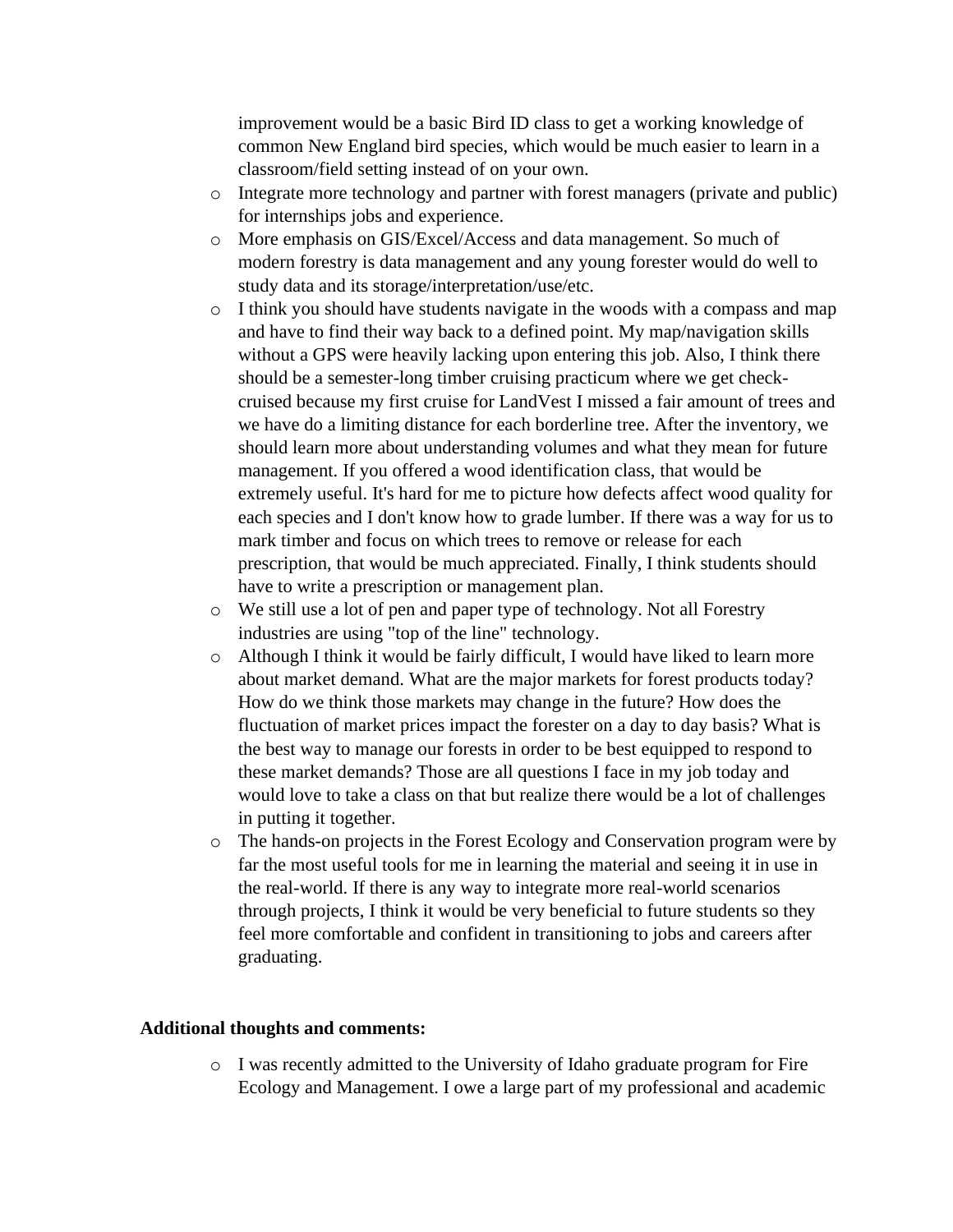improvement would be a basic Bird ID class to get a working knowledge of common New England bird species, which would be much easier to learn in a classroom/field setting instead of on your own.

- Integrate more technology and partner with forest managers (private and public) for internships jobs and experience.
- More emphasis on GIS/Excel/Access and data management. So much of modern forestry is data management and any young forester would do well to study data and its storage/interpretation/use/etc.
- I think you should have students navigate in the woods with a compass and map and have to find their way back to a defined point. My map/navigation skills without a GPS were heavily lacking upon entering this job. Also, I think there should be a semester-long timber cruising practicum where we get check-cruised because my first cruise for LandVest I missed a fair amount of trees and we have do a limiting distance for each borderline tree. After the inventory, we should learn more about understanding volumes and what they mean for future management. If you offered a wood identification class, that would be extremely useful. It's hard for me to picture how defects affect wood quality for each species and I don't know how to grade lumber. If there was a way for us to mark timber and focus on which trees to remove or release for each prescription, that would be much appreciated. Finally, I think students should have to write a prescription or management plan.
- We still use a lot of pen and paper type of technology. Not all Forestry industries are using "top of the line" technology.
- Although I think it would be fairly difficult, I would have liked to learn more about market demand. What are the major markets for forest products today? How do we think those markets may change in the future? How does the fluctuation of market prices impact the forester on a day to day basis? What is the best way to manage our forests in order to be best equipped to respond to these market demands? Those are all questions I face in my job today and would love to take a class on that but realize there would be a lot of challenges in putting it together.
- The hands-on projects in the Forest Ecology and Conservation program were by far the most useful tools for me in learning the material and seeing it in use in the real-world. If there is any way to integrate more real-world scenarios through projects, I think it would be very beneficial to future students so they feel more comfortable and confident in transitioning to jobs and careers after graduating.

**Additional thoughts and comments:**

- I was recently admitted to the University of Idaho graduate program for Fire Ecology and Management. I owe a large part of my professional and academic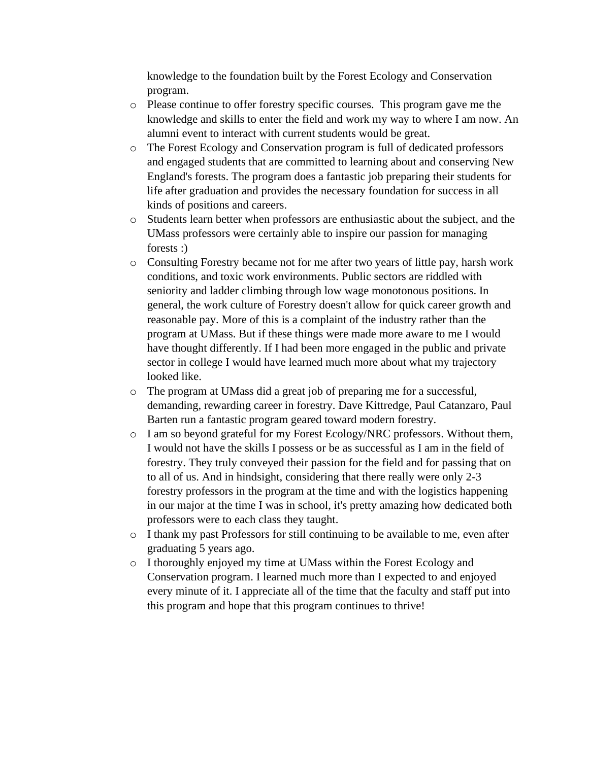knowledge to the foundation built by the Forest Ecology and Conservation program.

- Please continue to offer forestry specific courses.  This program gave me the knowledge and skills to enter the field and work my way to where I am now. An alumni event to interact with current students would be great.
- The Forest Ecology and Conservation program is full of dedicated professors and engaged students that are committed to learning about and conserving New England's forests. The program does a fantastic job preparing their students for life after graduation and provides the necessary foundation for success in all kinds of positions and careers.
- Students learn better when professors are enthusiastic about the subject, and the UMass professors were certainly able to inspire our passion for managing forests :)
- Consulting Forestry became not for me after two years of little pay, harsh work conditions, and toxic work environments. Public sectors are riddled with seniority and ladder climbing through low wage monotonous positions. In general, the work culture of Forestry doesn't allow for quick career growth and reasonable pay. More of this is a complaint of the industry rather than the program at UMass. But if these things were made more aware to me I would have thought differently. If I had been more engaged in the public and private sector in college I would have learned much more about what my trajectory looked like.
- The program at UMass did a great job of preparing me for a successful, demanding, rewarding career in forestry. Dave Kittredge, Paul Catanzaro, Paul Barten run a fantastic program geared toward modern forestry.
- I am so beyond grateful for my Forest Ecology/NRC professors. Without them, I would not have the skills I possess or be as successful as I am in the field of forestry. They truly conveyed their passion for the field and for passing that on to all of us. And in hindsight, considering that there really were only 2-3 forestry professors in the program at the time and with the logistics happening in our major at the time I was in school, it's pretty amazing how dedicated both professors were to each class they taught.
- I thank my past Professors for still continuing to be available to me, even after graduating 5 years ago.
- I thoroughly enjoyed my time at UMass within the Forest Ecology and Conservation program. I learned much more than I expected to and enjoyed every minute of it. I appreciate all of the time that the faculty and staff put into this program and hope that this program continues to thrive!